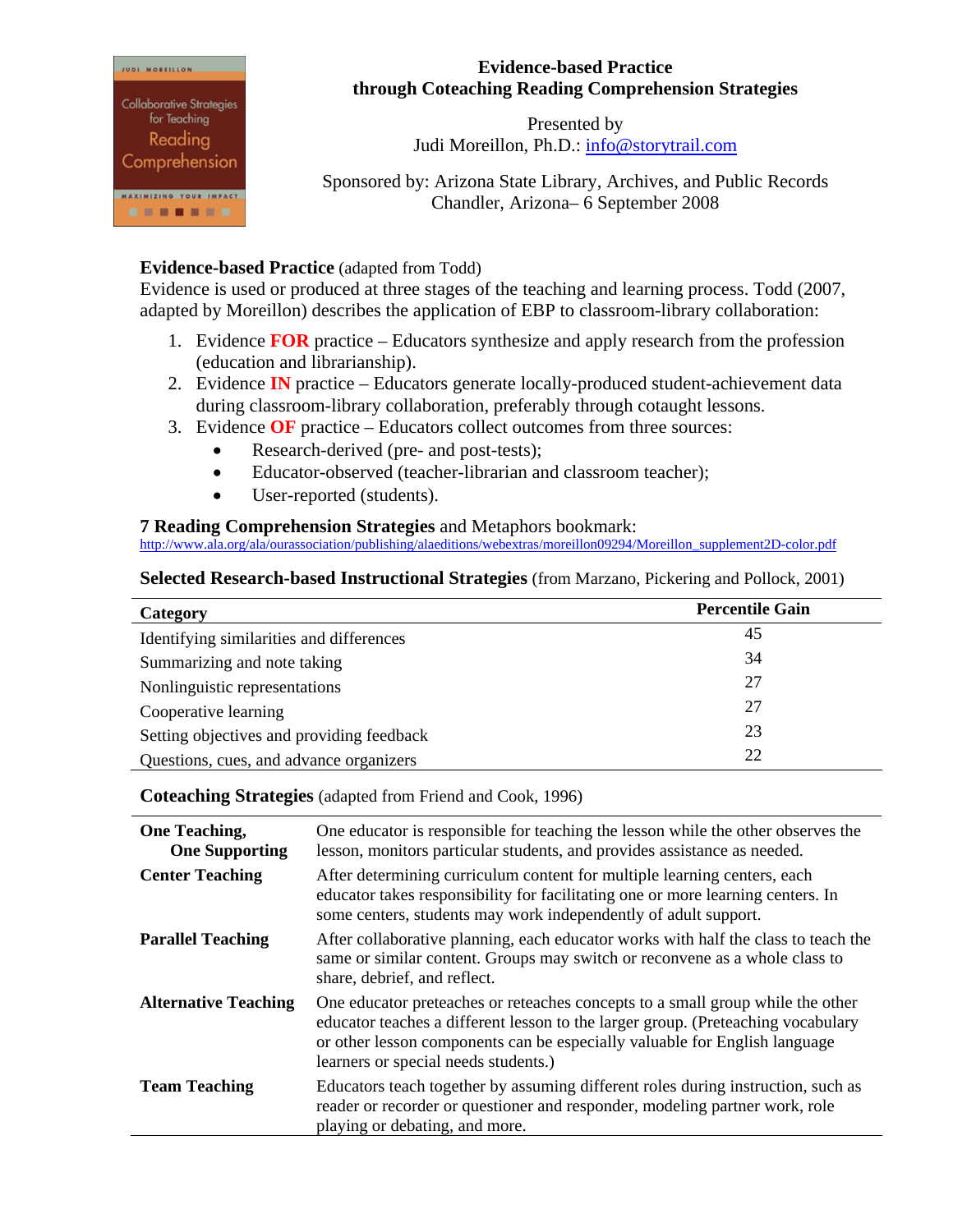# Evidence-based Practice
## through Coteaching Reading Comprehension Strategies

Presented by
Judi Moreillon, Ph.D.: info@storytrail.com

Sponsored by: Arizona State Library, Archives, and Public Records
Chandler, Arizona– 6 September 2008

**Evidence-based Practice** (adapted from Todd)
Evidence is used or produced at three stages of the teaching and learning process. Todd (2007, adapted by Moreillon) describes the application of EBP to classroom-library collaboration:

1. Evidence **FOR** practice – Educators synthesize and apply research from the profession (education and librarianship).
2. Evidence **IN** practice – Educators generate locally-produced student-achievement data during classroom-library collaboration, preferably through cotaught lessons.
3. Evidence **OF** practice – Educators collect outcomes from three sources:
   - Research-derived (pre- and post-tests);
   - Educator-observed (teacher-librarian and classroom teacher);
   - User-reported (students).

**7 Reading Comprehension Strategies** and Metaphors bookmark:
http://www.ala.org/ala/ourassociation/publishing/alaeditions/webextras/moreillon09294/Moreillon_supplement2D-color.pdf

**Selected Research-based Instructional Strategies** (from Marzano, Pickering and Pollock, 2001)

| Category | Percentile Gain |
|---|---|
| Identifying similarities and differences | 45 |
| Summarizing and note taking | 34 |
| Nonlinguistic representations | 27 |
| Cooperative learning | 27 |
| Setting objectives and providing feedback | 23 |
| Questions, cues, and advance organizers | 22 |

**Coteaching Strategies** (adapted from Friend and Cook, 1996)

| | |
|---|---|
| **One Teaching, One Supporting** | One educator is responsible for teaching the lesson while the other observes the lesson, monitors particular students, and provides assistance as needed. |
| **Center Teaching** | After determining curriculum content for multiple learning centers, each educator takes responsibility for facilitating one or more learning centers. In some centers, students may work independently of adult support. |
| **Parallel Teaching** | After collaborative planning, each educator works with half the class to teach the same or similar content. Groups may switch or reconvene as a whole class to share, debrief, and reflect. |
| **Alternative Teaching** | One educator preteaches or reteaches concepts to a small group while the other educator teaches a different lesson to the larger group. (Preteaching vocabulary or other lesson components can be especially valuable for English language learners or special needs students.) |
| **Team Teaching** | Educators teach together by assuming different roles during instruction, such as reader or recorder or questioner and responder, modeling partner work, role playing or debating, and more. |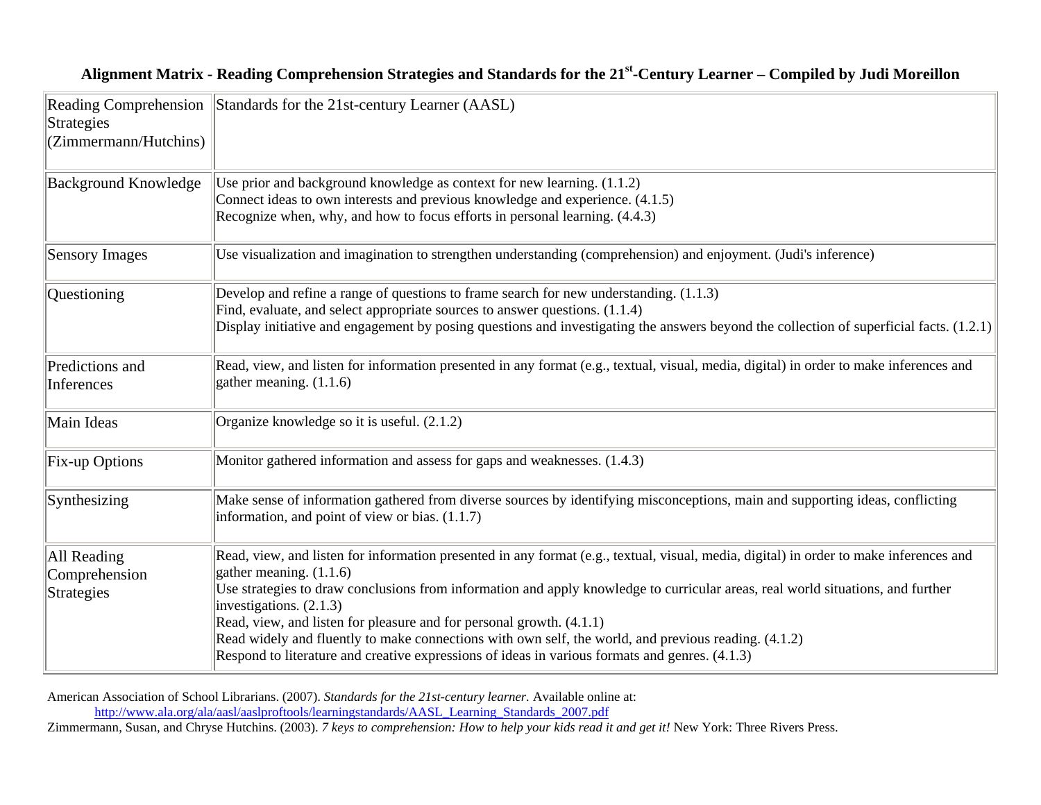# Alignment Matrix - Reading Comprehension Strategies and Standards for the 21st-Century Learner – Compiled by Judi Moreillon

| Reading Comprehension Strategies (Zimmermann/Hutchins) | Standards for the 21st-century Learner (AASL) |
|---|---|
| Background Knowledge | Use prior and background knowledge as context for new learning. (1.1.2)<br>Connect ideas to own interests and previous knowledge and experience. (4.1.5)<br>Recognize when, why, and how to focus efforts in personal learning. (4.4.3) |
| Sensory Images | Use visualization and imagination to strengthen understanding (comprehension) and enjoyment. (Judi's inference) |
| Questioning | Develop and refine a range of questions to frame search for new understanding. (1.1.3)<br>Find, evaluate, and select appropriate sources to answer questions. (1.1.4)<br>Display initiative and engagement by posing questions and investigating the answers beyond the collection of superficial facts. (1.2.1) |
| Predictions and Inferences | Read, view, and listen for information presented in any format (e.g., textual, visual, media, digital) in order to make inferences and gather meaning. (1.1.6) |
| Main Ideas | Organize knowledge so it is useful. (2.1.2) |
| Fix-up Options | Monitor gathered information and assess for gaps and weaknesses. (1.4.3) |
| Synthesizing | Make sense of information gathered from diverse sources by identifying misconceptions, main and supporting ideas, conflicting information, and point of view or bias. (1.1.7) |
| All Reading Comprehension Strategies | Read, view, and listen for information presented in any format (e.g., textual, visual, media, digital) in order to make inferences and gather meaning. (1.1.6)<br>Use strategies to draw conclusions from information and apply knowledge to curricular areas, real world situations, and further investigations. (2.1.3)<br>Read, view, and listen for pleasure and for personal growth. (4.1.1)<br>Read widely and fluently to make connections with own self, the world, and previous reading. (4.1.2)<br>Respond to literature and creative expressions of ideas in various formats and genres. (4.1.3) |

American Association of School Librarians. (2007). *Standards for the 21st-century learner.* Available online at: http://www.ala.org/ala/aasl/aaslproftools/learningstandards/AASL_Learning_Standards_2007.pdf

Zimmermann, Susan, and Chryse Hutchins. (2003). *7 keys to comprehension: How to help your kids read it and get it!* New York: Three Rivers Press.